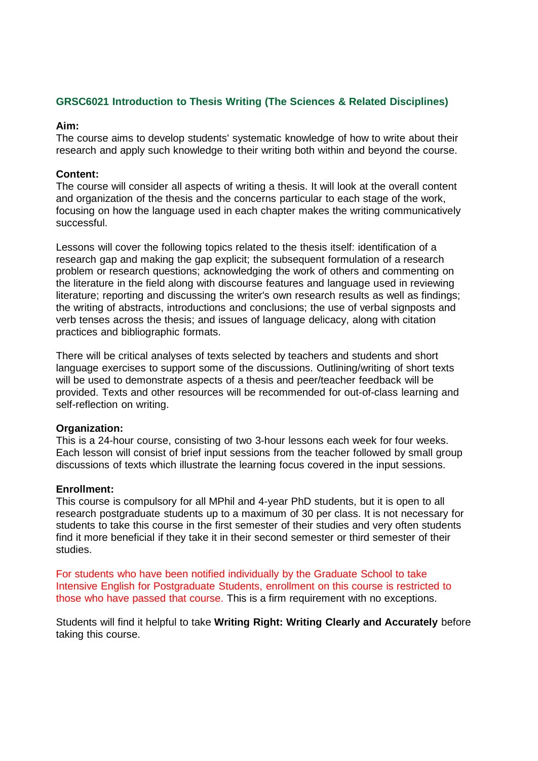## GRSC6021 Introduction to Thesis Writing (The Sciences & Related Disciplines)

**Aim:**
The course aims to develop students' systematic knowledge of how to write about their research and apply such knowledge to their writing both within and beyond the course.

**Content:**
The course will consider all aspects of writing a thesis. It will look at the overall content and organization of the thesis and the concerns particular to each stage of the work, focusing on how the language used in each chapter makes the writing communicatively successful.

Lessons will cover the following topics related to the thesis itself: identification of a research gap and making the gap explicit; the subsequent formulation of a research problem or research questions; acknowledging the work of others and commenting on the literature in the field along with discourse features and language used in reviewing literature; reporting and discussing the writer's own research results as well as findings; the writing of abstracts, introductions and conclusions; the use of verbal signposts and verb tenses across the thesis; and issues of language delicacy, along with citation practices and bibliographic formats.

There will be critical analyses of texts selected by teachers and students and short language exercises to support some of the discussions. Outlining/writing of short texts will be used to demonstrate aspects of a thesis and peer/teacher feedback will be provided. Texts and other resources will be recommended for out-of-class learning and self-reflection on writing.

**Organization:**
This is a 24-hour course, consisting of two 3-hour lessons each week for four weeks. Each lesson will consist of brief input sessions from the teacher followed by small group discussions of texts which illustrate the learning focus covered in the input sessions.

**Enrollment:**
This course is compulsory for all MPhil and 4-year PhD students, but it is open to all research postgraduate students up to a maximum of 30 per class. It is not necessary for students to take this course in the first semester of their studies and very often students find it more beneficial if they take it in their second semester or third semester of their studies.

For students who have been notified individually by the Graduate School to take Intensive English for Postgraduate Students, enrollment on this course is restricted to those who have passed that course. This is a firm requirement with no exceptions.

Students will find it helpful to take **Writing Right: Writing Clearly and Accurately** before taking this course.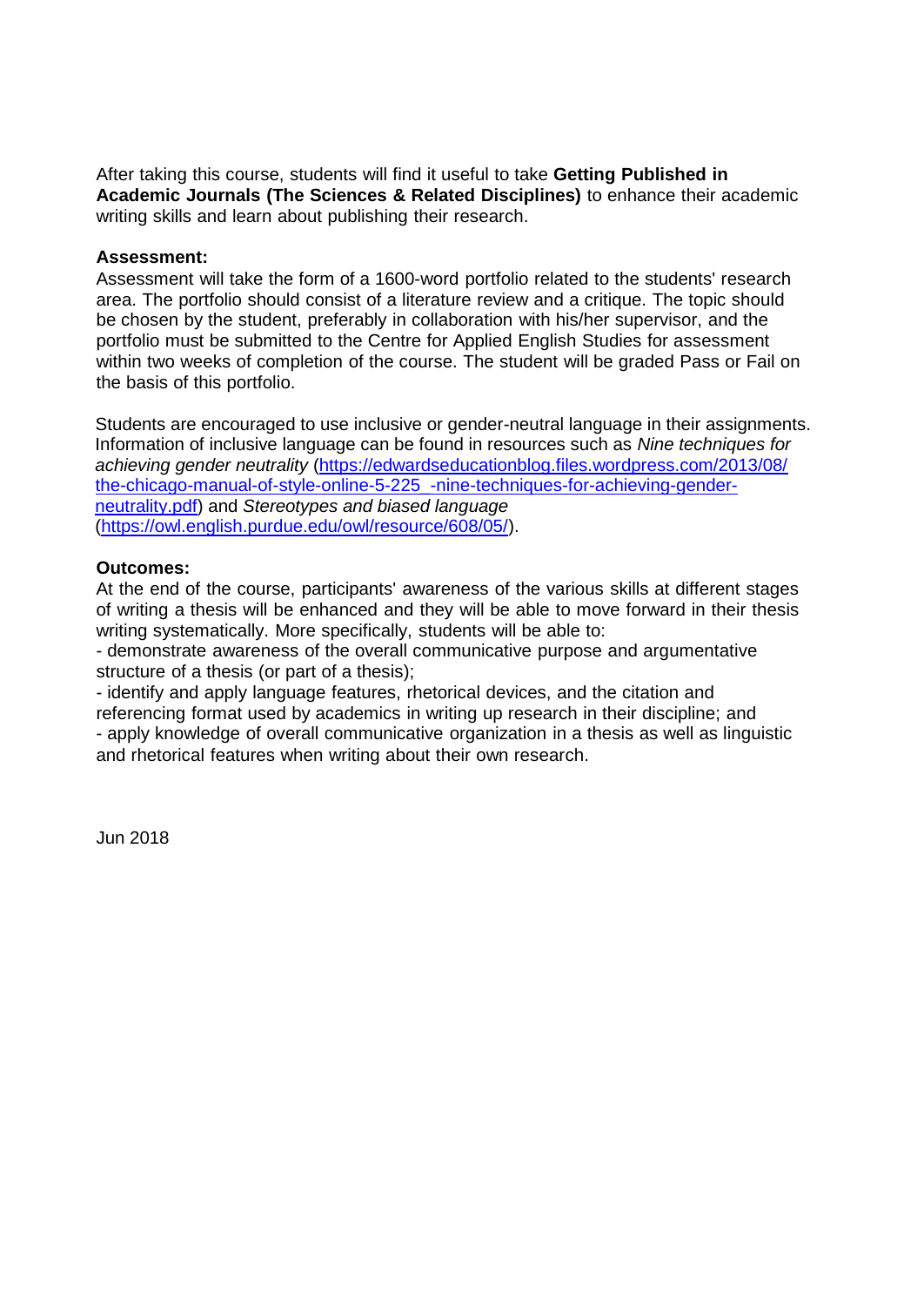After taking this course, students will find it useful to take **Getting Published in Academic Journals (The Sciences & Related Disciplines)** to enhance their academic writing skills and learn about publishing their research.

**Assessment:**
Assessment will take the form of a 1600-word portfolio related to the students' research area. The portfolio should consist of a literature review and a critique. The topic should be chosen by the student, preferably in collaboration with his/her supervisor, and the portfolio must be submitted to the Centre for Applied English Studies for assessment within two weeks of completion of the course. The student will be graded Pass or Fail on the basis of this portfolio.

Students are encouraged to use inclusive or gender-neutral language in their assignments. Information of inclusive language can be found in resources such as *Nine techniques for achieving gender neutrality* (https://edwardseducationblog.files.wordpress.com/2013/08/the-chicago-manual-of-style-online-5-225_-nine-techniques-for-achieving-gender-neutrality.pdf) and *Stereotypes and biased language* (https://owl.english.purdue.edu/owl/resource/608/05/).

**Outcomes:**
At the end of the course, participants' awareness of the various skills at different stages of writing a thesis will be enhanced and they will be able to move forward in their thesis writing systematically. More specifically, students will be able to:
- demonstrate awareness of the overall communicative purpose and argumentative structure of a thesis (or part of a thesis);
- identify and apply language features, rhetorical devices, and the citation and referencing format used by academics in writing up research in their discipline; and
- apply knowledge of overall communicative organization in a thesis as well as linguistic and rhetorical features when writing about their own research.

Jun 2018